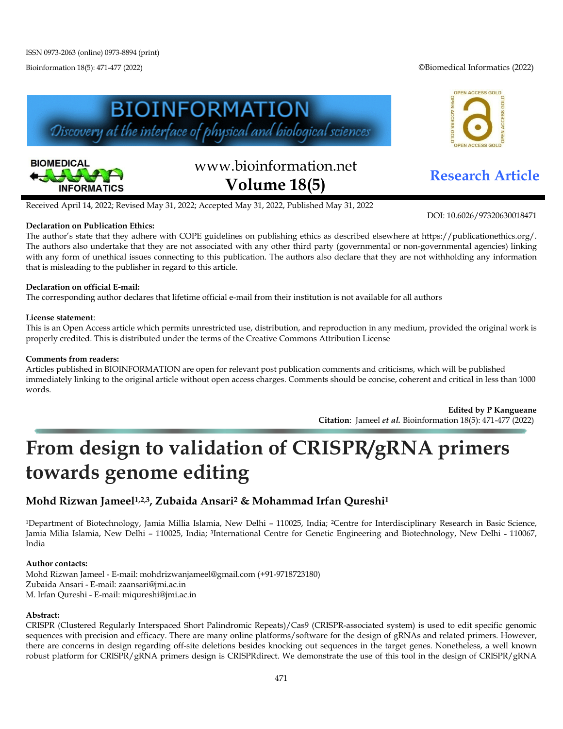ISSN 0973-2063 (online) 0973-8894 (print)

Bioinformation 18(5): 471-477 (2022)

©Biomedical Informatics (2022)

www.bioinformation.net
**Volume 18(5)**

**Research Article**

Received April 14, 2022; Revised May 31, 2022; Accepted May 31, 2022, Published May 31, 2022

DOI: 10.6026/97320630018471

**Declaration on Publication Ethics:**
The author's state that they adhere with COPE guidelines on publishing ethics as described elsewhere at https://publicationethics.org/. The authors also undertake that they are not associated with any other third party (governmental or non-governmental agencies) linking with any form of unethical issues connecting to this publication. The authors also declare that they are not withholding any information that is misleading to the publisher in regard to this article.

**Declaration on official E-mail:**
The corresponding author declares that lifetime official e-mail from their institution is not available for all authors

**License statement**:
This is an Open Access article which permits unrestricted use, distribution, and reproduction in any medium, provided the original work is properly credited. This is distributed under the terms of the Creative Commons Attribution License

**Comments from readers:**
Articles published in BIOINFORMATION are open for relevant post publication comments and criticisms, which will be published immediately linking to the original article without open access charges. Comments should be concise, coherent and critical in less than 1000 words.

**Edited by P Kangueane**
**Citation**: Jameel ***et al.*** Bioinformation 18(5): 471-477 (2022)

# From design to validation of CRISPR/gRNA primers towards genome editing

## Mohd Rizwan Jameel[1,2,3], Zubaida Ansari[2] & Mohammad Irfan Qureshi[1]

[1]Department of Biotechnology, Jamia Millia Islamia, New Delhi – 110025, India; [2]Centre for Interdisciplinary Research in Basic Science, Jamia Milia Islamia, New Delhi – 110025, India; [3]International Centre for Genetic Engineering and Biotechnology, New Delhi - 110067, India

**Author contacts:**
Mohd Rizwan Jameel - E-mail: mohdrizwanjameel@gmail.com (+91-9718723180)
Zubaida Ansari - E-mail: zaansari@jmi.ac.in
M. Irfan Qureshi - E-mail: miqureshi@jmi.ac.in

**Abstract:**
CRISPR (Clustered Regularly Interspaced Short Palindromic Repeats)/Cas9 (CRISPR-associated system) is used to edit specific genomic sequences with precision and efficacy. There are many online platforms/software for the design of gRNAs and related primers. However, there are concerns in design regarding off-site deletions besides knocking out sequences in the target genes. Nonetheless, a well known robust platform for CRISPR/gRNA primers design is CRISPRdirect. We demonstrate the use of this tool in the design of CRISPR/gRNA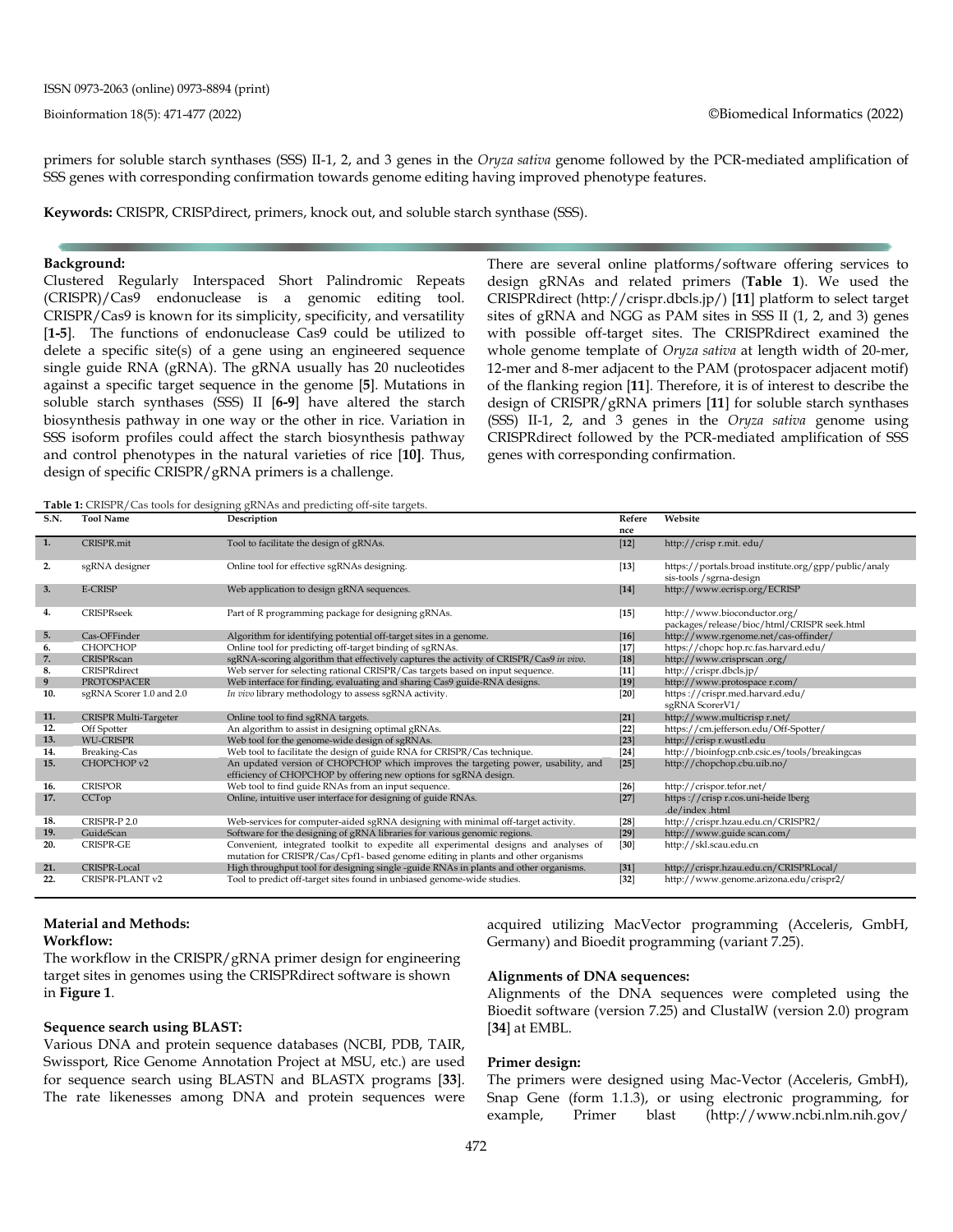primers for soluble starch synthases (SSS) II-1, 2, and 3 genes in the *Oryza sativa* genome followed by the PCR-mediated amplification of SSS genes with corresponding confirmation towards genome editing having improved phenotype features.

**Keywords:** CRISPR, CRISPdirect, primers, knock out, and soluble starch synthase (SSS).

### Background:

Clustered Regularly Interspaced Short Palindromic Repeats (CRISPR)/Cas9 endonuclease is a genomic editing tool. CRISPR/Cas9 is known for its simplicity, specificity, and versatility [**1-5**]. The functions of endonuclease Cas9 could be utilized to delete a specific site(s) of a gene using an engineered sequence single guide RNA (gRNA). The gRNA usually has 20 nucleotides against a specific target sequence in the genome [**5**]. Mutations in soluble starch synthases (SSS) II [**6-9**] have altered the starch biosynthesis pathway in one way or the other in rice. Variation in SSS isoform profiles could affect the starch biosynthesis pathway and control phenotypes in the natural varieties of rice [**10**]. Thus, design of specific CRISPR/gRNA primers is a challenge.

There are several online platforms/software offering services to design gRNAs and related primers (**Table 1**). We used the CRISPRdirect (http://crispr.dbcls.jp/) [**11**] platform to select target sites of gRNA and NGG as PAM sites in SSS II (1, 2, and 3) genes with possible off-target sites. The CRISPRdirect examined the whole genome template of *Oryza sativa* at length width of 20-mer, 12-mer and 8-mer adjacent to the PAM (protospacer adjacent motif) of the flanking region [**11**]. Therefore, it is of interest to describe the design of CRISPR/gRNA primers [**11**] for soluble starch synthases (SSS) II-1, 2, and 3 genes in the *Oryza sativa* genome using CRISPRdirect followed by the PCR-mediated amplification of SSS genes with corresponding confirmation.

**Table 1:** CRISPR/Cas tools for designing gRNAs and predicting off-site targets.

| S.N. | Tool Name | Description | Reference | Website |
|---|---|---|---|---|
| 1. | CRISPR.mit | Tool to facilitate the design of gRNAs. | [12] | http://crisp r.mit. edu/ |
| 2. | sgRNA designer | Online tool for effective sgRNAs designing. | [13] | https://portals.broad institute.org/gpp/public/analy sis-tools /sgrna-design |
| 3. | E-CRISP | Web application to design gRNA sequences. | [14] | http://www.ecrisp.org/ECRISP |
| 4. | CRISPRseek | Part of R programming package for designing gRNAs. | [15] | http://www.bioconductor.org/ packages/release/bioc/html/CRISPR seek.html |
| 5. | Cas-OFFinder | Algorithm for identifying potential off-target sites in a genome. | [16] | http://www.rgenome.net/cas-offinder/ |
| 6. | CHOPCHOP | Online tool for predicting off-target binding of sgRNAs. | [17] | https://chopc hop.rc.fas.harvard.edu/ |
| 7. | CRISPRscan | sgRNA-scoring algorithm that effectively captures the activity of CRISPR/Cas9 *in vivo*. | [18] | http://www.crisprscan .org/ |
| 8. | CRISPRdirect | Web server for selecting rational CRISPR/Cas targets based on input sequence. | [11] | http://crispr.dbcls.jp/ |
| 9 | PROTOSPACER | Web interface for finding, evaluating and sharing Cas9 guide-RNA designs. | [19] | http://www.protospace r.com/ |
| 10. | sgRNA Scorer 1.0 and 2.0 | *In vivo* library methodology to assess sgRNA activity. | [20] | https ://crispr.med.harvard.edu/ sgRNA ScorerV1/ |
| 11. | CRISPR Multi-Targeter | Online tool to find sgRNA targets. | [21] | http://www.multicrisp r.net/ |
| 12. | Off Spotter | An algorithm to assist in designing optimal gRNAs. | [22] | https://cm.jefferson.edu/Off-Spotter/ |
| 13. | WU-CRISPR | Web tool for the genome-wide design of sgRNAs. | [23] | http://crisp r.wustl.edu |
| 14. | Breaking-Cas | Web tool to facilitate the design of guide RNA for CRISPR/Cas technique. | [24] | http://bioinfogp.cnb.csic.es/tools/breakingcas |
| 15. | CHOPCHOP v2 | An updated version of CHOPCHOP which improves the targeting power, usability, and efficiency of CHOPCHOP by offering new options for sgRNA design. | [25] | http://chopchop.cbu.uib.no/ |
| 16. | CRISPOR | Web tool to find guide RNAs from an input sequence. | [26] | http://crispor.tefor.net/ |
| 17. | CCTop | Online, intuitive user interface for designing of guide RNAs. | [27] | https ://crisp r.cos.uni-heide lberg .de/index .html |
| 18. | CRISPR-P 2.0 | Web-services for computer-aided sgRNA designing with minimal off-target activity. | [28] | http://crispr.hzau.edu.cn/CRISPR2/ |
| 19. | GuideScan | Software for the designing of gRNA libraries for various genomic regions. | [29] | http://www.guide scan.com/ |
| 20. | CRISPR-GE | Convenient, integrated toolkit to expedite all experimental designs and analyses of mutation for CRISPR/Cas/Cpf1- based genome editing in plants and other organisms | [30] | http://skl.scau.edu.cn |
| 21. | CRISPR-Local | High throughput tool for designing single -guide RNAs in plants and other organisms. | [31] | http://crispr.hzau.edu.cn/CRISPRLocal/ |
| 22. | CRISPR-PLANT v2 | Tool to predict off-target sites found in unbiased genome-wide studies. | [32] | http://www.genome.arizona.edu/crispr2/ |

## Material and Methods:

### Workflow:

The workflow in the CRISPR/gRNA primer design for engineering target sites in genomes using the CRISPRdirect software is shown in **Figure 1**.

### Sequence search using BLAST:

Various DNA and protein sequence databases (NCBI, PDB, TAIR, Swissport, Rice Genome Annotation Project at MSU, etc.) are used for sequence search using BLASTN and BLASTX programs [**33**]. The rate likenesses among DNA and protein sequences were acquired utilizing MacVector programming (Acceleris, GmbH, Germany) and Bioedit programming (variant 7.25).

### Alignments of DNA sequences:

Alignments of the DNA sequences were completed using the Bioedit software (version 7.25) and ClustalW (version 2.0) program [**34**] at EMBL.

### Primer design:

The primers were designed using Mac-Vector (Acceleris, GmbH), Snap Gene (form 1.1.3), or using electronic programming, for example, Primer blast (http://www.ncbi.nlm.nih.gov/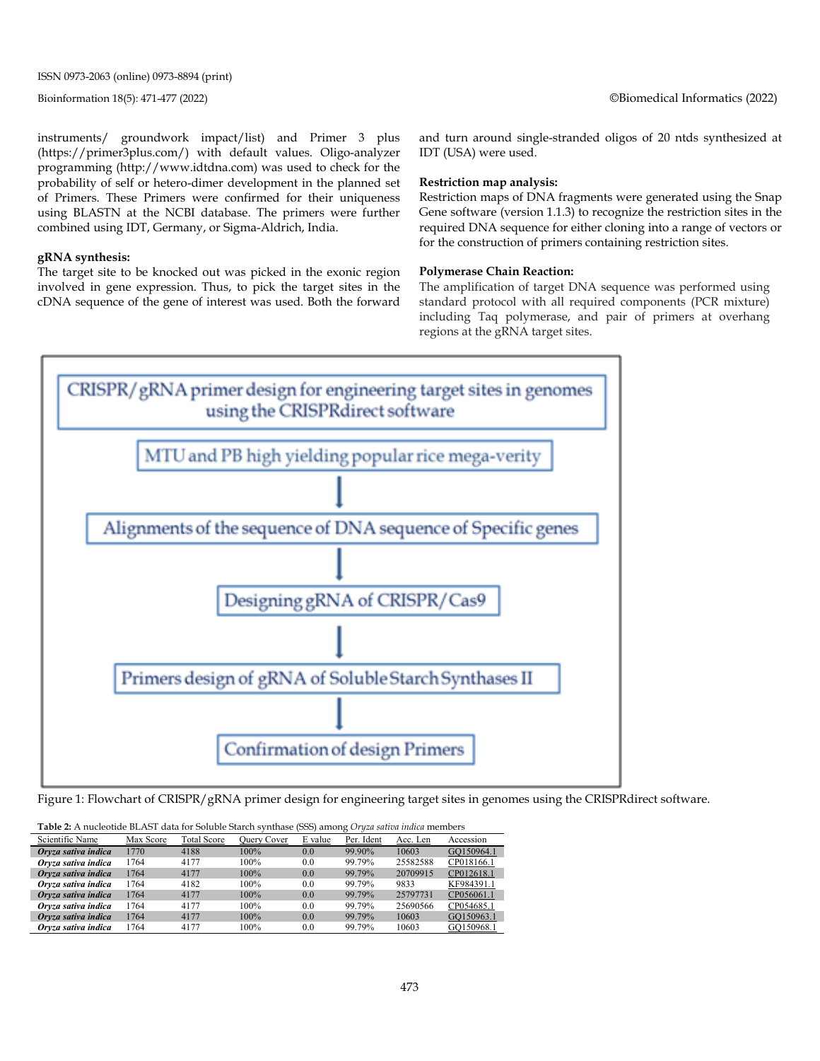instruments/ groundwork impact/list) and Primer 3 plus (https://primer3plus.com/) with default values. Oligo-analyzer programming (http://www.idtdna.com) was used to check for the probability of self or hetero-dimer development in the planned set of Primers. These Primers were confirmed for their uniqueness using BLASTN at the NCBI database. The primers were further combined using IDT, Germany, or Sigma-Aldrich, India.

**gRNA synthesis:**

The target site to be knocked out was picked in the exonic region involved in gene expression. Thus, to pick the target sites in the cDNA sequence of the gene of interest was used. Both the forward and turn around single-stranded oligos of 20 ntds synthesized at IDT (USA) were used.

**Restriction map analysis:**

Restriction maps of DNA fragments were generated using the Snap Gene software (version 1.1.3) to recognize the restriction sites in the required DNA sequence for either cloning into a range of vectors or for the construction of primers containing restriction sites.

**Polymerase Chain Reaction:**

The amplification of target DNA sequence was performed using standard protocol with all required components (PCR mixture) including Taq polymerase, and pair of primers at overhang regions at the gRNA target sites.

CRISPR/gRNA primer design for engineering target sites in genomes using the CRISPRdirect software

MTU and PB high yielding popular rice mega-verity

↓

Alignments of the sequence of DNA sequence of Specific genes

↓

Designing gRNA of CRISPR/Cas9

↓

Primers design of gRNA of Soluble Starch Synthases II

↓

Confirmation of design Primers

Figure 1: Flowchart of CRISPR/gRNA primer design for engineering target sites in genomes using the CRISPRdirect software.

**Table 2:** A nucleotide BLAST data for Soluble Starch synthase (SSS) among *Oryza sativa indica* members

| Scientific Name | Max Score | Total Score | Query Cover | E value | Per. Ident | Acc. Len | Accession |
|---|---|---|---|---|---|---|---|
| ***Oryza sativa indica*** | 1770 | 4188 | 100% | 0.0 | 99.90% | 10603 | GQ150964.1 |
| ***Oryza sativa indica*** | 1764 | 4177 | 100% | 0.0 | 99.79% | 25582588 | CP018166.1 |
| ***Oryza sativa indica*** | 1764 | 4177 | 100% | 0.0 | 99.79% | 20709915 | CP012618.1 |
| ***Oryza sativa indica*** | 1764 | 4182 | 100% | 0.0 | 99.79% | 9833 | KF984391.1 |
| ***Oryza sativa indica*** | 1764 | 4177 | 100% | 0.0 | 99.79% | 25797731 | CP056061.1 |
| ***Oryza sativa indica*** | 1764 | 4177 | 100% | 0.0 | 99.79% | 25690566 | CP054685.1 |
| ***Oryza sativa indica*** | 1764 | 4177 | 100% | 0.0 | 99.79% | 10603 | GQ150963.1 |
| ***Oryza sativa indica*** | 1764 | 4177 | 100% | 0.0 | 99.79% | 10603 | GQ150968.1 |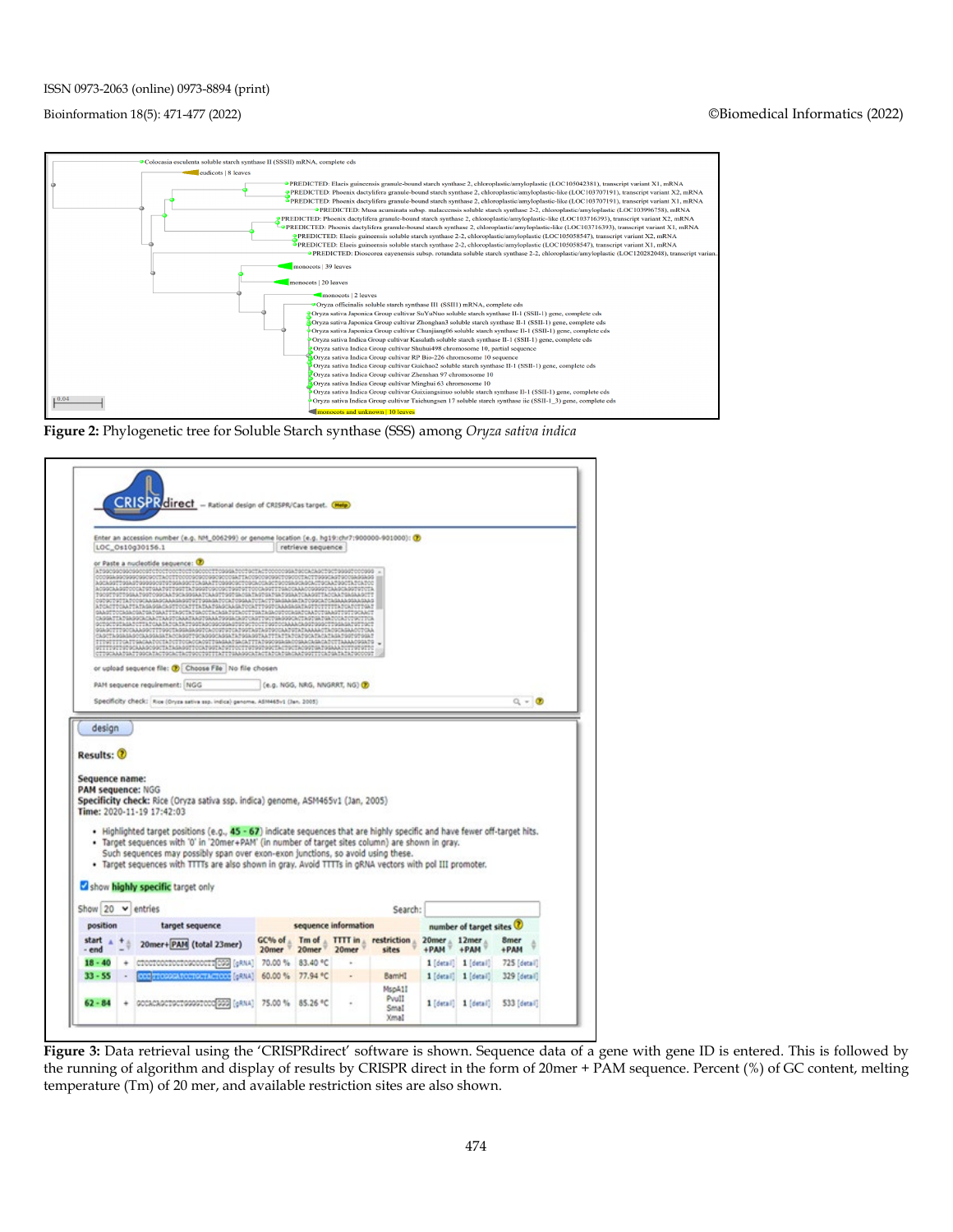**Figure 2:** Phylogenetic tree for Soluble Starch synthase (SSS) among *Oryza sativa indica*

**Figure 3:** Data retrieval using the 'CRISPRdirect' software is shown. Sequence data of a gene with gene ID is entered. This is followed by the running of algorithm and display of results by CRISPR direct in the form of 20mer + PAM sequence. Percent (%) of GC content, melting temperature (Tm) of 20 mer, and available restriction sites are also shown.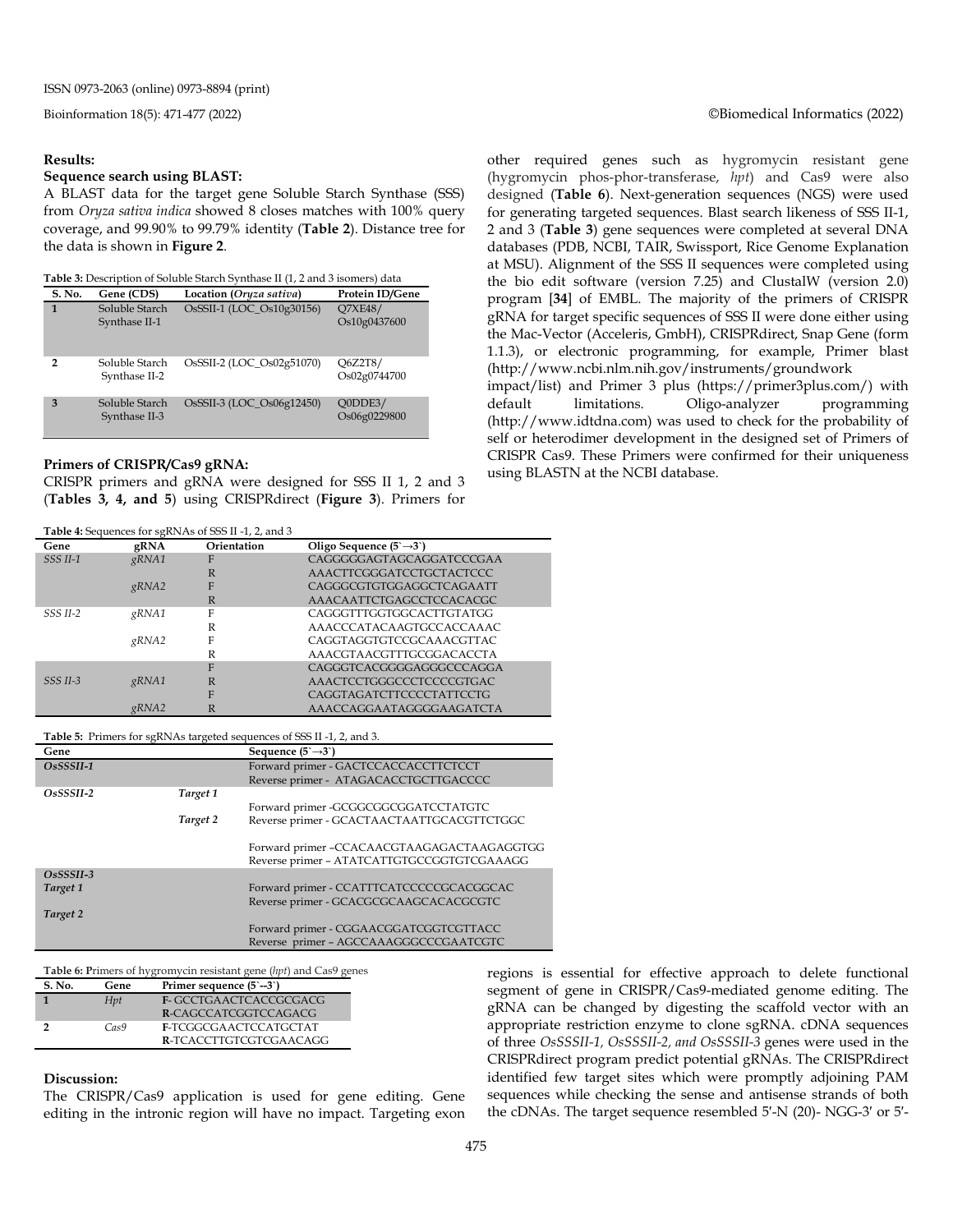## Results:

### Sequence search using BLAST:

A BLAST data for the target gene Soluble Starch Synthase (SSS) from *Oryza sativa indica* showed 8 closes matches with 100% query coverage, and 99.90% to 99.79% identity (**Table 2**). Distance tree for the data is shown in **Figure 2**.

**Table 3:** Description of Soluble Starch Synthase II (1, 2 and 3 isomers) data

| S. No. | Gene (CDS) | Location (*Oryza sativa*) | Protein ID/Gene |
|---|---|---|---|
| 1 | Soluble Starch Synthase II-1 | OsSSII-1 (LOC_Os10g30156) | Q7XE48/ Os10g0437600 |
| 2 | Soluble Starch Synthase II-2 | OsSSII-2 (LOC_Os02g51070) | Q6Z2T8/ Os02g0744700 |
| 3 | Soluble Starch Synthase II-3 | OsSSII-3 (LOC_Os06g12450) | Q0DDE3/ Os06g0229800 |

### Primers of CRISPR/Cas9 gRNA:

CRISPR primers and gRNA were designed for SSS II 1, 2 and 3 (**Tables 3, 4, and 5**) using CRISPRdirect (**Figure 3**). Primers for other required genes such as hygromycin resistant gene (hygromycin phos-phor-transferase, *hpt*) and Cas9 were also designed (**Table 6**). Next-generation sequences (NGS) were used for generating targeted sequences. Blast search likeness of SSS II-1, 2 and 3 (**Table 3**) gene sequences were completed at several DNA databases (PDB, NCBI, TAIR, Swissport, Rice Genome Explanation at MSU). Alignment of the SSS II sequences were completed using the bio edit software (version 7.25) and ClustalW (version 2.0) program [**34**] of EMBL. The majority of the primers of CRISPR gRNA for target specific sequences of SSS II were done either using the Mac-Vector (Acceleris, GmbH), CRISPRdirect, Snap Gene (form 1.1.3), or electronic programming, for example, Primer blast (http://www.ncbi.nlm.nih.gov/instruments/groundwork impact/list) and Primer 3 plus (https://primer3plus.com/) with default limitations. Oligo-analyzer programming (http://www.idtdna.com) was used to check for the probability of self or heterodimer development in the designed set of Primers of CRISPR Cas9. These Primers were confirmed for their uniqueness using BLASTN at the NCBI database.

**Table 4:** Sequences for sgRNAs of SSS II -1, 2, and 3

| Gene | gRNA | Orientation | Oligo Sequence (5`→3`) |
|---|---|---|---|
| *SSS II-1* | *gRNA1* | F | CAGGGGGAGTAGCAGGATCCCGAA |
| | | R | AAACTTCGGGATCCTGCTACTCCC |
| | *gRNA2* | F | CAGGGCGTGTGGAGGCTCAGAATT |
| | | R | AAACAATTCTGAGCCTCCACACGC |
| *SSS II-2* | *gRNA1* | F | CAGGGTTTGGTGGCACTTGTATGG |
| | | R | AAACCCATACAAGTGCCACCAAAC |
| | *gRNA2* | F | CAGGTAGGTGTCCGCAAACGTTAC |
| | | R | AAACGTAACGTTTGCGGACACCTA |
| *SSS II-3* | *gRNA1* | F | CAGGGTCACGGGGAGGGCCCAGGA |
| | | R | AAACTCCTGGGCCCTCCCCGTGAC |
| | *gRNA2* | F | CAGGTAGATCTTCCCCTATTCCTG |
| | | R | AAACCAGGAATAGGGGAAGATCTA |

**Table 5:** Primers for sgRNAs targeted sequences of SSS II -1, 2, and 3.

| Gene | | Sequence (5`→3`) |
|---|---|---|
| *OsSSSII-1* | | Forward primer - GACTCCACCACCTTCTCCT |
| | | Reverse primer - ATAGACACCTGCTTGACCCC |
| *OsSSSII-2* | *Target 1* | Forward primer -GCGGCGGCGGATCCTATGTC |
| | *Target 2* | Reverse primer - GCACTAACTAATTGCACGTTCTGGC |
| | | Forward primer –CCACAACGTAAGAGACTAAGAGGTGG |
| | | Reverse primer – ATATCATTGTGCCGGTGTCGAAAGG |
| *OsSSSII-3* | | |
| *Target 1* | | Forward primer - CCATTTCATCCCCCGCACGGCAC |
| | | Reverse primer - GCACGCGCAAGCACACGCGTC |
| *Target 2* | | Forward primer - CGGAACGGATCGGTCGTTACC |
| | | Reverse primer – AGCCAAAGGGCCCGAATCGTC |

**Table 6:** Primers of hygromycin resistant gene (*hpt*) and Cas9 genes

| S. No. | Gene | Primer sequence (5`--3`) |
|---|---|---|
| 1 | *Hpt* | **F**- GCCTGAACTCACCGCGACG |
| | | **R**-CAGCCATCGGTCCAGACG |
| 2 | *Cas9* | **F**-TCGGCGAACTCCATGCTAT |
| | | **R**-TCACCTTGTCGTCGAACAGG |

## Discussion:

The CRISPR/Cas9 application is used for gene editing. Gene editing in the intronic region will have no impact. Targeting exon regions is essential for effective approach to delete functional segment of gene in CRISPR/Cas9-mediated genome editing. The gRNA can be changed by digesting the scaffold vector with an appropriate restriction enzyme to clone sgRNA. cDNA sequences of three *OsSSSII-1, OsSSSII-2, and OsSSSII-3* genes were used in the CRISPRdirect program predict potential gRNAs. The CRISPRdirect identified few target sites which were promptly adjoining PAM sequences while checking the sense and antisense strands of both the cDNAs. The target sequence resembled 5′-N (20)- NGG-3′ or 5′-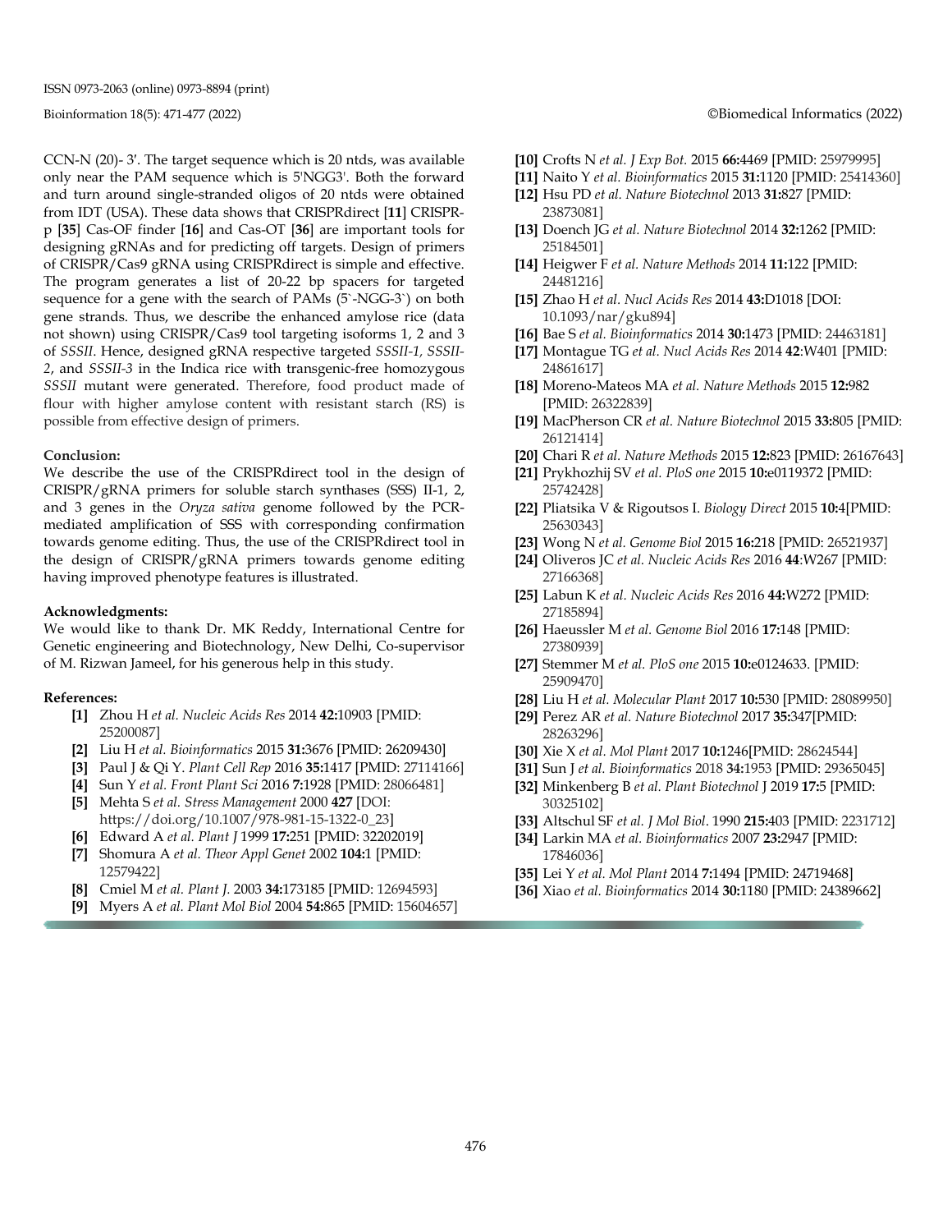CCN-N (20)- 3'. The target sequence which is 20 ntds, was available only near the PAM sequence which is 5'NGG3'. Both the forward and turn around single-stranded oligos of 20 ntds were obtained from IDT (USA). These data shows that CRISPRdirect [**11**] CRISPR-p [**35**] Cas-OF finder [**16**] and Cas-OT [**36**] are important tools for designing gRNAs and for predicting off targets. Design of primers of CRISPR/Cas9 gRNA using CRISPRdirect is simple and effective. The program generates a list of 20-22 bp spacers for targeted sequence for a gene with the search of PAMs (5`-NGG-3`) on both gene strands. Thus, we describe the enhanced amylose rice (data not shown) using CRISPR/Cas9 tool targeting isoforms 1, 2 and 3 of *SSSII*. Hence, designed gRNA respective targeted *SSSII-1, SSSII-2*, and *SSSII-3* in the Indica rice with transgenic-free homozygous *SSSII* mutant were generated. Therefore, food product made of flour with higher amylose content with resistant starch (RS) is possible from effective design of primers.

**Conclusion:**

We describe the use of the CRISPRdirect tool in the design of CRISPR/gRNA primers for soluble starch synthases (SSS) II-1, 2, and 3 genes in the *Oryza sativa* genome followed by the PCR-mediated amplification of SSS with corresponding confirmation towards genome editing. Thus, the use of the CRISPRdirect tool in the design of CRISPR/gRNA primers towards genome editing having improved phenotype features is illustrated.

**Acknowledgments:**

We would like to thank Dr. MK Reddy, International Centre for Genetic engineering and Biotechnology, New Delhi, Co-supervisor of M. Rizwan Jameel, for his generous help in this study.

**References:**

- **[1]** Zhou H *et al. Nucleic Acids Res* 2014 **42:**10903 [PMID: 25200087]
- **[2]** Liu H *et al. Bioinformatics* 2015 **31:**3676 [PMID: 26209430]
- **[3]** Paul J & Qi Y. *Plant Cell Rep* 2016 **35:**1417 [PMID: 27114166]
- **[4]** Sun Y *et al. Front Plant Sci* 2016 **7:**1928 [PMID: 28066481]
- **[5]** Mehta S *et al. Stress Management* 2000 **427** [DOI: https://doi.org/10.1007/978-981-15-1322-0_23]
- **[6]** Edward A *et al. Plant J* 1999 **17:**251 [PMID: 32202019]
- **[7]** Shomura A *et al. Theor Appl Genet* 2002 **104:**1 [PMID: 12579422]
- **[8]** Cmiel M *et al. Plant J.* 2003 **34:**173185 [PMID: 12694593]
- **[9]** Myers A *et al. Plant Mol Biol* 2004 **54:**865 [PMID: 15604657]
- **[10]** Crofts N *et al. J Exp Bot.* 2015 **66:**4469 [PMID: 25979995]
- **[11]** Naito Y *et al. Bioinformatics* 2015 **31:**1120 [PMID: 25414360]
- **[12]** Hsu PD *et al. Nature Biotechnol* 2013 **31:**827 [PMID: 23873081]
- **[13]** Doench JG *et al. Nature Biotechnol* 2014 **32:**1262 [PMID: 25184501]
- **[14]** Heigwer F *et al. Nature Methods* 2014 **11:**122 [PMID: 24481216]
- **[15]** Zhao H *et al. Nucl Acids Res* 2014 **43:**D1018 [DOI: 10.1093/nar/gku894]
- **[16]** Bae S *et al. Bioinformatics* 2014 **30:**1473 [PMID: 24463181]
- **[17]** Montague TG *et al. Nucl Acids Res* 2014 **42**:W401 [PMID: 24861617]
- **[18]** Moreno-Mateos MA *et al. Nature Methods* 2015 **12:**982 [PMID: 26322839]
- **[19]** MacPherson CR *et al. Nature Biotechnol* 2015 **33:**805 [PMID: 26121414]
- **[20]** Chari R *et al. Nature Methods* 2015 **12:**823 [PMID: 26167643]
- **[21]** Prykhozhij SV *et al. PloS one* 2015 **10:**e0119372 [PMID: 25742428]
- **[22]** Pliatsika V & Rigoutsos I. *Biology Direct* 2015 **10:**4[PMID: 25630343]
- **[23]** Wong N *et al. Genome Biol* 2015 **16:**218 [PMID: 26521937]
- **[24]** Oliveros JC *et al. Nucleic Acids Res* 2016 **44**:W267 [PMID: 27166368]
- **[25]** Labun K *et al. Nucleic Acids Res* 2016 **44:**W272 [PMID: 27185894]
- **[26]** Haeussler M *et al. Genome Biol* 2016 **17:**148 [PMID: 27380939]
- **[27]** Stemmer M *et al. PloS one* 2015 **10:**e0124633. [PMID: 25909470]
- **[28]** Liu H *et al. Molecular Plant* 2017 **10:**530 [PMID: 28089950]
- **[29]** Perez AR *et al. Nature Biotechnol* 2017 **35:**347[PMID: 28263296]
- **[30]** Xie X *et al. Mol Plant* 2017 **10:**1246[PMID: 28624544]
- **[31]** Sun J *et al. Bioinformatics* 2018 **34:**1953 [PMID: 29365045]
- **[32]** Minkenberg B *et al. Plant Biotechnol* J 2019 **17:**5 [PMID: 30325102]
- **[33]** Altschul SF *et al. J Mol Biol*. 1990 **215:**403 [PMID: 2231712]
- **[34]** Larkin MA *et al. Bioinformatics* 2007 **23:**2947 [PMID: 17846036]
- **[35]** Lei Y *et al. Mol Plant* 2014 **7:**1494 [PMID: 24719468]
- **[36]** Xiao *et al. Bioinformatics* 2014 **30:**1180 [PMID: 24389662]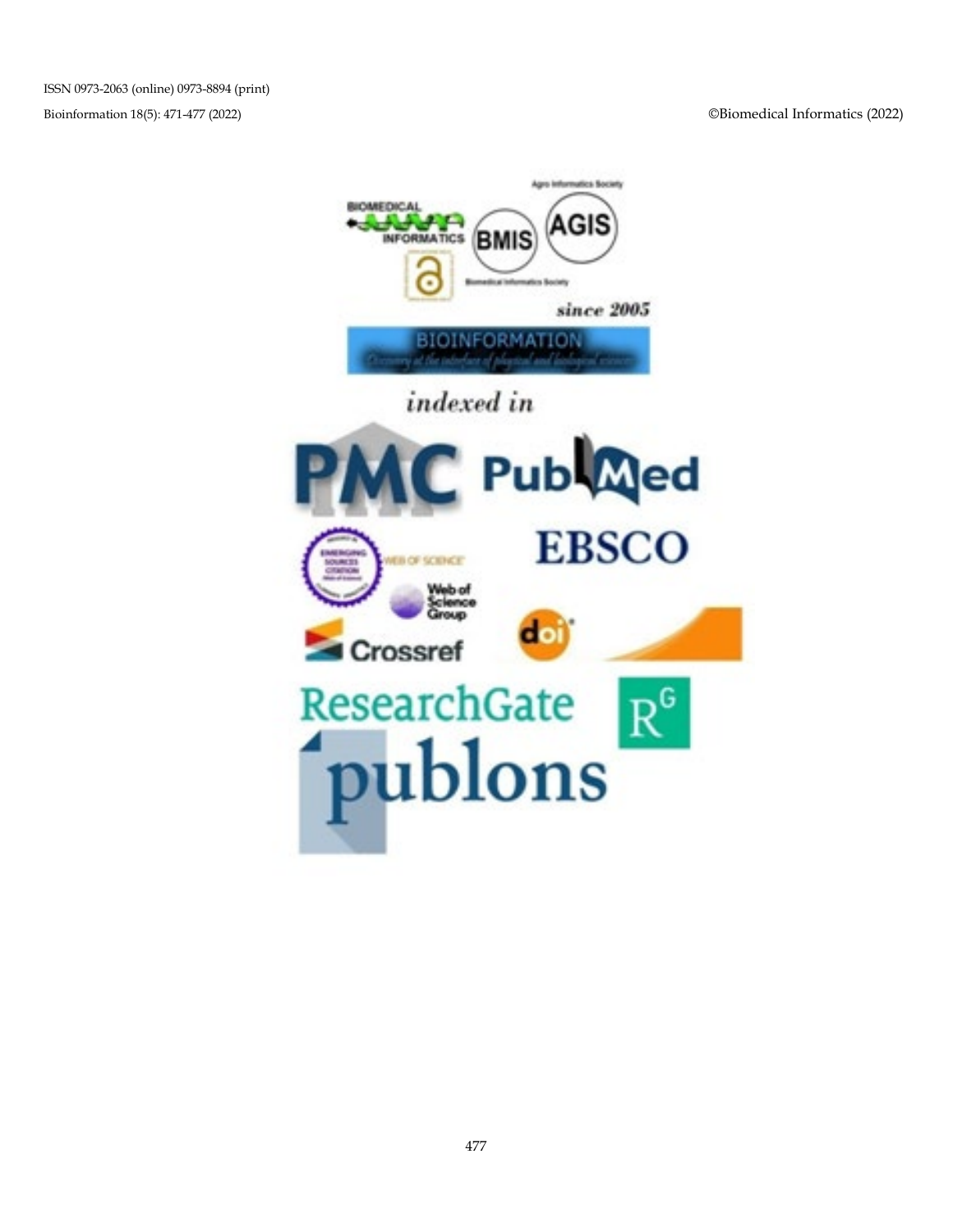since 2005

indexed in